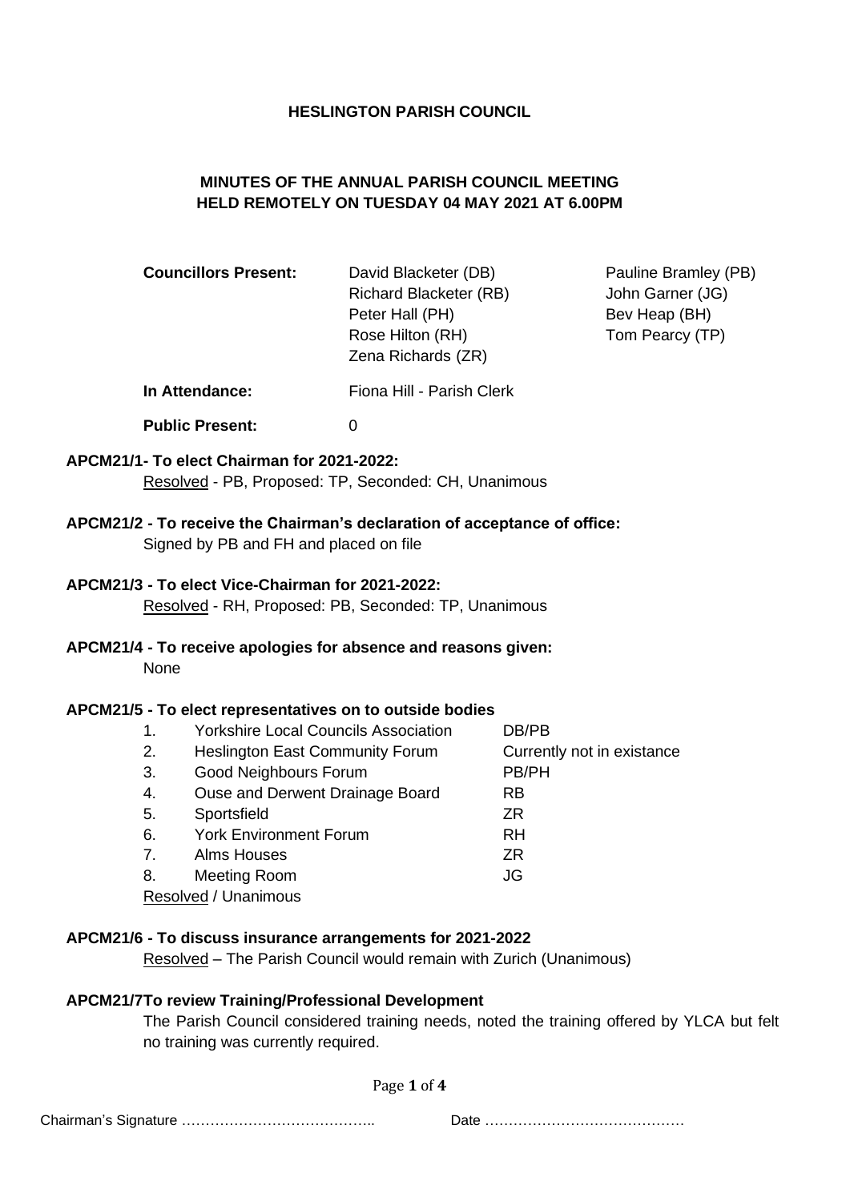**HESLINGTON PARISH COUNCIL**

**MINUTES OF THE ANNUAL PARISH COUNCIL MEETING HELD REMOTELY ON TUESDAY 04 MAY 2021 AT 6.00PM**

| | | |
|---|---|---|
| **Councillors Present:** | David Blacketer (DB) | Pauline Bramley (PB) |
| | Richard Blacketer (RB) | John Garner (JG) |
| | Peter Hall (PH) | Bev Heap (BH) |
| | Rose Hilton (RH) | Tom Pearcy (TP) |
| | Zena Richards (ZR) | |
| **In Attendance:** | Fiona Hill - Parish Clerk | |
| **Public Present:** | 0 | |

**APCM21/1- To elect Chairman for 2021-2022:**

Resolved - PB, Proposed: TP, Seconded: CH, Unanimous

**APCM21/2 - To receive the Chairman's declaration of acceptance of office:**

Signed by PB and FH and placed on file

**APCM21/3 - To elect Vice-Chairman for 2021-2022:**

Resolved - RH, Proposed: PB, Seconded: TP, Unanimous

**APCM21/4 - To receive apologies for absence and reasons given:**

None

**APCM21/5 - To elect representatives on to outside bodies**

| | | |
|---|---|---|
| 1. | Yorkshire Local Councils Association | DB/PB |
| 2. | Heslington East Community Forum | Currently not in existance |
| 3. | Good Neighbours Forum | PB/PH |
| 4. | Ouse and Derwent Drainage Board | RB |
| 5. | Sportsfield | ZR |
| 6. | York Environment Forum | RH |
| 7. | Alms Houses | ZR |
| 8. | Meeting Room | JG |

Resolved / Unanimous

**APCM21/6 - To discuss insurance arrangements for 2021-2022**

Resolved – The Parish Council would remain with Zurich (Unanimous)

**APCM21/7To review Training/Professional Development**

The Parish Council considered training needs, noted the training offered by YLCA but felt no training was currently required.

Chairman's Signature ………………………………….. Date ……………………………………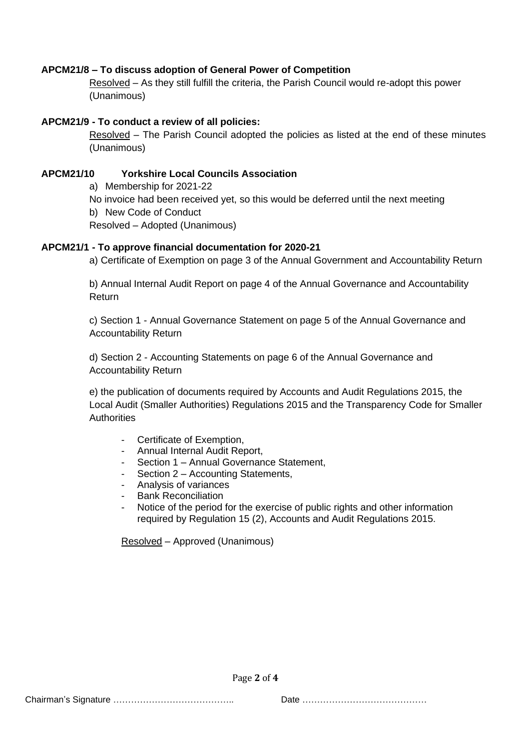**APCM21/8 – To discuss adoption of General Power of Competition**

Resolved – As they still fulfill the criteria, the Parish Council would re-adopt this power (Unanimous)

**APCM21/9 - To conduct a review of all policies:**

Resolved – The Parish Council adopted the policies as listed at the end of these minutes (Unanimous)

**APCM21/10 Yorkshire Local Councils Association**

a) Membership for 2021-22

No invoice had been received yet, so this would be deferred until the next meeting

b) New Code of Conduct

Resolved – Adopted (Unanimous)

**APCM21/1 - To approve financial documentation for 2020-21**

a) Certificate of Exemption on page 3 of the Annual Government and Accountability Return

b) Annual Internal Audit Report on page 4 of the Annual Governance and Accountability Return

c) Section 1 - Annual Governance Statement on page 5 of the Annual Governance and Accountability Return

d) Section 2 - Accounting Statements on page 6 of the Annual Governance and Accountability Return

e) the publication of documents required by Accounts and Audit Regulations 2015, the Local Audit (Smaller Authorities) Regulations 2015 and the Transparency Code for Smaller Authorities

- Certificate of Exemption,
- Annual Internal Audit Report,
- Section 1 – Annual Governance Statement,
- Section 2 – Accounting Statements,
- Analysis of variances
- Bank Reconciliation
- Notice of the period for the exercise of public rights and other information required by Regulation 15 (2), Accounts and Audit Regulations 2015.

Resolved – Approved (Unanimous)

Chairman's Signature ………………………………….. Date ……………………………………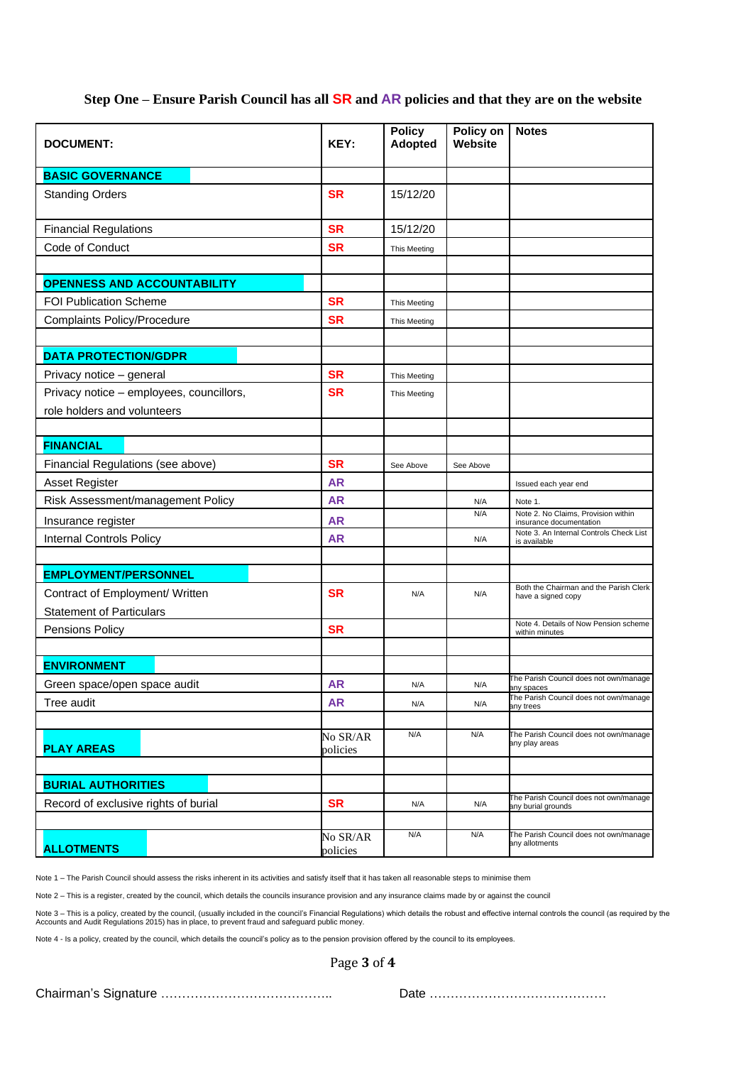## Step One – Ensure Parish Council has all SR and AR policies and that they are on the website

| DOCUMENT: | KEY: | Policy Adopted | Policy on Website | Notes |
|---|---|---|---|---|
| **BASIC GOVERNANCE** | | | | |
| Standing Orders | SR | 15/12/20 | | |
| Financial Regulations | SR | 15/12/20 | | |
| Code of Conduct | SR | This Meeting | | |
| | | | | |
| **OPENNESS AND ACCOUNTABILITY** | | | | |
| FOI Publication Scheme | SR | This Meeting | | |
| Complaints Policy/Procedure | SR | This Meeting | | |
| | | | | |
| **DATA PROTECTION/GDPR** | | | | |
| Privacy notice – general | SR | This Meeting | | |
| Privacy notice – employees, councillors, role holders and volunteers | SR | This Meeting | | |
| | | | | |
| **FINANCIAL** | | | | |
| Financial Regulations (see above) | SR | See Above | See Above | |
| Asset Register | AR | | | Issued each year end |
| Risk Assessment/management Policy | AR | | N/A | Note 1. |
| Insurance register | AR | | N/A | Note 2. No Claims, Provision within insurance documentation |
| Internal Controls Policy | AR | | N/A | Note 3. An Internal Controls Check List is available |
| | | | | |
| **EMPLOYMENT/PERSONNEL** | | | | |
| Contract of Employment/ Written Statement of Particulars | SR | N/A | N/A | Both the Chairman and the Parish Clerk have a signed copy |
| Pensions Policy | SR | | | Note 4. Details of Now Pension scheme within minutes |
| | | | | |
| **ENVIRONMENT** | | | | |
| Green space/open space audit | AR | N/A | N/A | The Parish Council does not own/manage any spaces |
| Tree audit | AR | N/A | N/A | The Parish Council does not own/manage any trees |
| | | | | |
| **PLAY AREAS** | No SR/AR policies | N/A | N/A | The Parish Council does not own/manage any play areas |
| | | | | |
| **BURIAL AUTHORITIES** | | | | |
| Record of exclusive rights of burial | SR | N/A | N/A | The Parish Council does not own/manage any burial grounds |
| | | | | |
| **ALLOTMENTS** | No SR/AR policies | N/A | N/A | The Parish Council does not own/manage any allotments |

Note 1 – The Parish Council should assess the risks inherent in its activities and satisfy itself that it has taken all reasonable steps to minimise them

Note 2 – This is a register, created by the council, which details the councils insurance provision and any insurance claims made by or against the council

Note 3 – This is a policy, created by the council, (usually included in the council's Financial Regulations) which details the robust and effective internal controls the council (as required by the Accounts and Audit Regulations 2015) has in place, to prevent fraud and safeguard public money.

Note 4 - Is a policy, created by the council, which details the council's policy as to the pension provision offered by the council to its employees.

Chairman's Signature ………………………………….. Date ……………………………………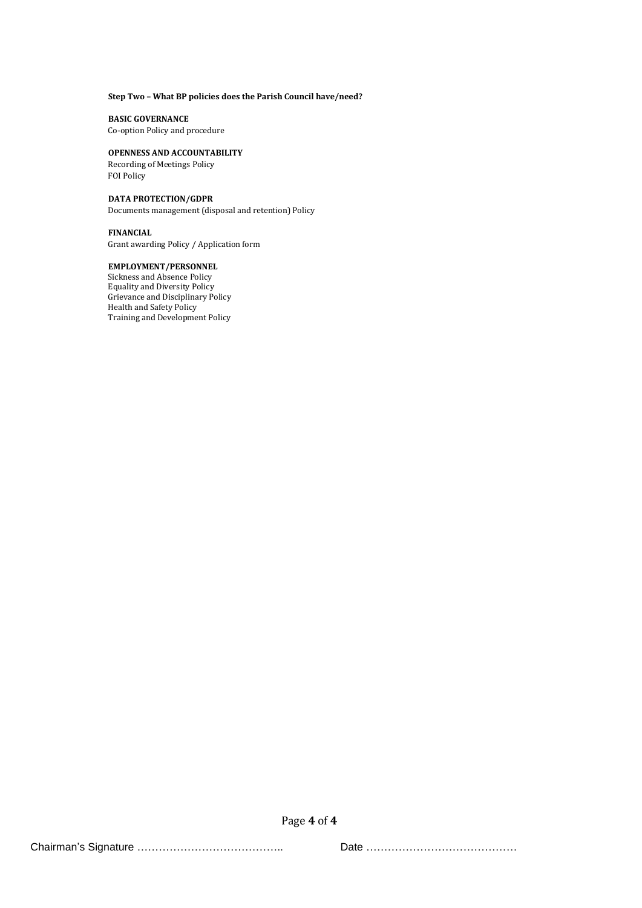**Step Two – What BP policies does the Parish Council have/need?**

**BASIC GOVERNANCE**
Co-option Policy and procedure

**OPENNESS AND ACCOUNTABILITY**
Recording of Meetings Policy
FOI Policy

**DATA PROTECTION/GDPR**
Documents management (disposal and retention) Policy

**FINANCIAL**
Grant awarding Policy / Application form

**EMPLOYMENT/PERSONNEL**
Sickness and Absence Policy
Equality and Diversity Policy
Grievance and Disciplinary Policy
Health and Safety Policy
Training and Development Policy

Chairman's Signature ………………………………….. Date ……………………………………